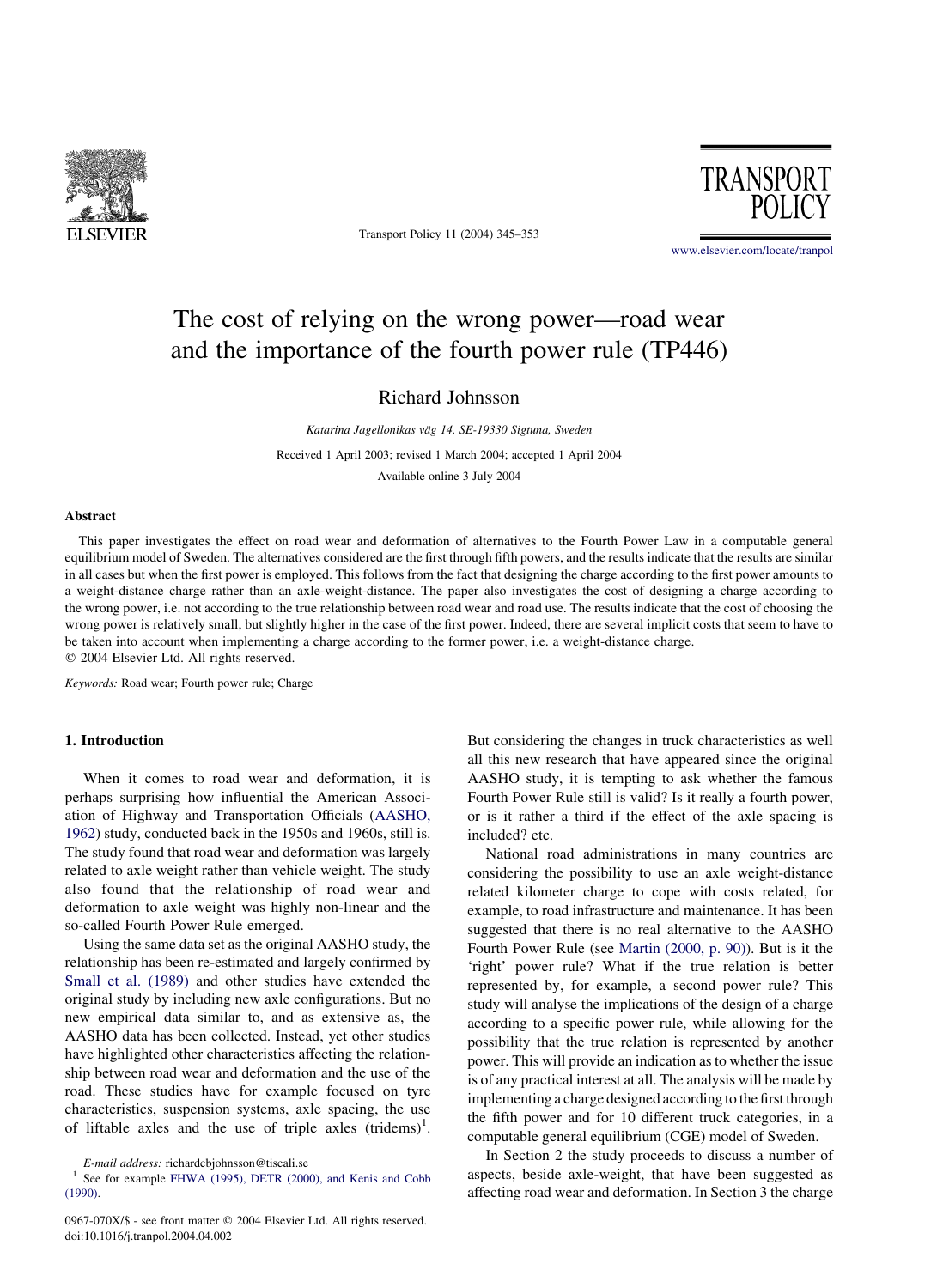# The cost of relying on the wrong power—road wear and the importance of the fourth power rule (TP446)

Richard Johnsson

*Katarina Jagellonikas väg 14, SE-19330 Sigtuna, Sweden*

Received 1 April 2003; revised 1 March 2004; accepted 1 April 2004

Available online 3 July 2004

## Abstract

This paper investigates the effect on road wear and deformation of alternatives to the Fourth Power Law in a computable general equilibrium model of Sweden. The alternatives considered are the first through fifth powers, and the results indicate that the results are similar in all cases but when the first power is employed. This follows from the fact that designing the charge according to the first power amounts to a weight-distance charge rather than an axle-weight-distance. The paper also investigates the cost of designing a charge according to the wrong power, i.e. not according to the true relationship between road wear and road use. The results indicate that the cost of choosing the wrong power is relatively small, but slightly higher in the case of the first power. Indeed, there are several implicit costs that seem to have to be taken into account when implementing a charge according to the former power, i.e. a weight-distance charge.

© 2004 Elsevier Ltd. All rights reserved.

*Keywords:* Road wear; Fourth power rule; Charge

## 1. Introduction

When it comes to road wear and deformation, it is perhaps surprising how influential the American Association of Highway and Transportation Officials (AASHO, 1962) study, conducted back in the 1950s and 1960s, still is. The study found that road wear and deformation was largely related to axle weight rather than vehicle weight. The study also found that the relationship of road wear and deformation to axle weight was highly non-linear and the so-called Fourth Power Rule emerged.

Using the same data set as the original AASHO study, the relationship has been re-estimated and largely confirmed by Small et al. (1989) and other studies have extended the original study by including new axle configurations. But no new empirical data similar to, and as extensive as, the AASHO data has been collected. Instead, yet other studies have highlighted other characteristics affecting the relationship between road wear and deformation and the use of the road. These studies have for example focused on tyre characteristics, suspension systems, axle spacing, the use of liftable axles and the use of triple axles (tridems)[1]. But considering the changes in truck characteristics as well all this new research that have appeared since the original AASHO study, it is tempting to ask whether the famous Fourth Power Rule still is valid? Is it really a fourth power, or is it rather a third if the effect of the axle spacing is included? etc.

National road administrations in many countries are considering the possibility to use an axle weight-distance related kilometer charge to cope with costs related, for example, to road infrastructure and maintenance. It has been suggested that there is no real alternative to the AASHO Fourth Power Rule (see Martin (2000, p. 90)). But is it the 'right' power rule? What if the true relation is better represented by, for example, a second power rule? This study will analyse the implications of the design of a charge according to a specific power rule, while allowing for the possibility that the true relation is represented by another power. This will provide an indication as to whether the issue is of any practical interest at all. The analysis will be made by implementing a charge designed according to the first through the fifth power and for 10 different truck categories, in a computable general equilibrium (CGE) model of Sweden.

In Section 2 the study proceeds to discuss a number of aspects, beside axle-weight, that have been suggested as affecting road wear and deformation. In Section 3 the charge

---

*E-mail address:* richardcbjohnsson@tiscali.se

[1] See for example FHWA (1995), DETR (2000), and Kenis and Cobb (1990).

0967-070X/$ - see front matter © 2004 Elsevier Ltd. All rights reserved.
doi:10.1016/j.tranpol.2004.04.002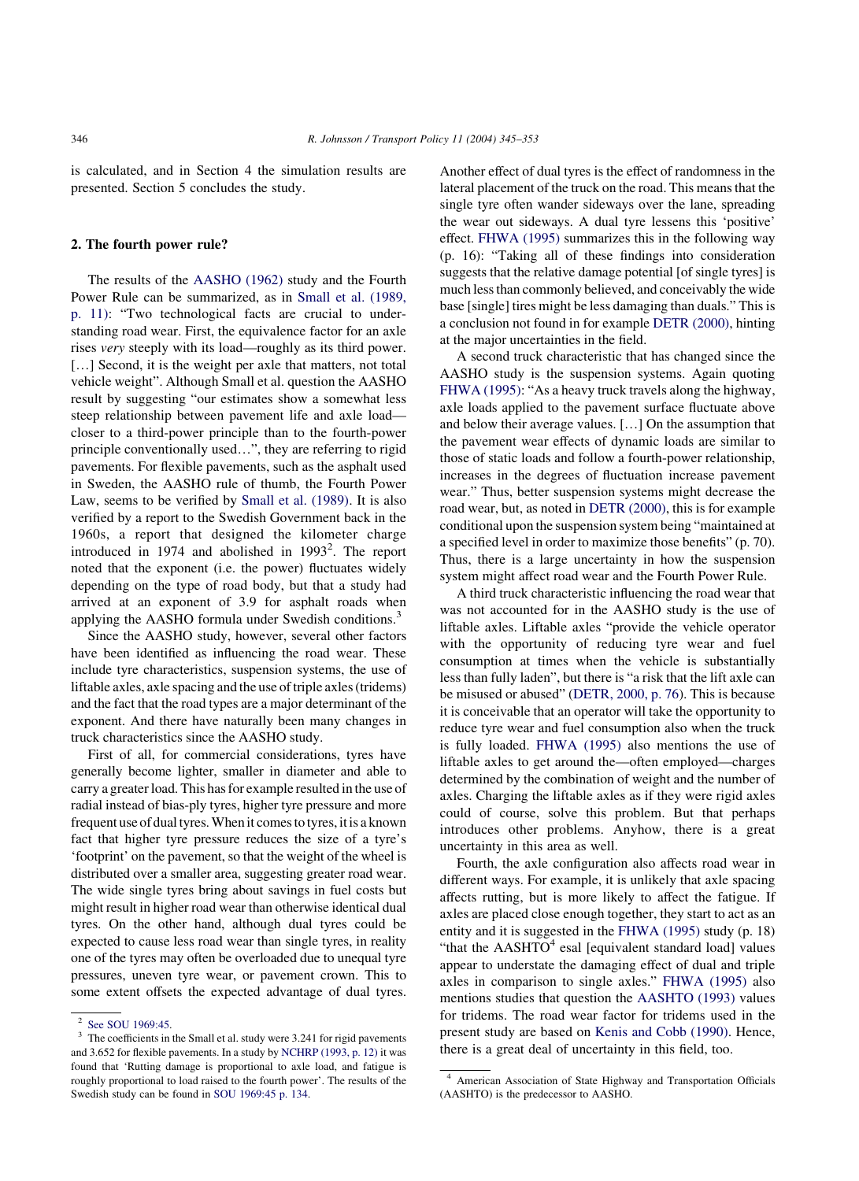is calculated, and in Section 4 the simulation results are presented. Section 5 concludes the study.

## 2. The fourth power rule?

The results of the AASHO (1962) study and the Fourth Power Rule can be summarized, as in Small et al. (1989, p. 11): "Two technological facts are crucial to understanding road wear. First, the equivalence factor for an axle rises *very* steeply with its load—roughly as its third power. […] Second, it is the weight per axle that matters, not total vehicle weight". Although Small et al. question the AASHO result by suggesting "our estimates show a somewhat less steep relationship between pavement life and axle load—closer to a third-power principle than to the fourth-power principle conventionally used…", they are referring to rigid pavements. For flexible pavements, such as the asphalt used in Sweden, the AASHO rule of thumb, the Fourth Power Law, seems to be verified by Small et al. (1989). It is also verified by a report to the Swedish Government back in the 1960s, a report that designed the kilometer charge introduced in 1974 and abolished in 1993[2]. The report noted that the exponent (i.e. the power) fluctuates widely depending on the type of road body, but that a study had arrived at an exponent of 3.9 for asphalt roads when applying the AASHO formula under Swedish conditions.[3]

Since the AASHO study, however, several other factors have been identified as influencing the road wear. These include tyre characteristics, suspension systems, the use of liftable axles, axle spacing and the use of triple axles (tridems) and the fact that the road types are a major determinant of the exponent. And there have naturally been many changes in truck characteristics since the AASHO study.

First of all, for commercial considerations, tyres have generally become lighter, smaller in diameter and able to carry a greater load. This has for example resulted in the use of radial instead of bias-ply tyres, higher tyre pressure and more frequent use of dual tyres. When it comes to tyres, it is a known fact that higher tyre pressure reduces the size of a tyre's 'footprint' on the pavement, so that the weight of the wheel is distributed over a smaller area, suggesting greater road wear. The wide single tyres bring about savings in fuel costs but might result in higher road wear than otherwise identical dual tyres. On the other hand, although dual tyres could be expected to cause less road wear than single tyres, in reality one of the tyres may often be overloaded due to unequal tyre pressures, uneven tyre wear, or pavement crown. This to some extent offsets the expected advantage of dual tyres. Another effect of dual tyres is the effect of randomness in the lateral placement of the truck on the road. This means that the single tyre often wander sideways over the lane, spreading the wear out sideways. A dual tyre lessens this 'positive' effect. FHWA (1995) summarizes this in the following way (p. 16): "Taking all of these findings into consideration suggests that the relative damage potential [of single tyres] is much less than commonly believed, and conceivably the wide base [single] tires might be less damaging than duals." This is a conclusion not found in for example DETR (2000), hinting at the major uncertainties in the field.

A second truck characteristic that has changed since the AASHO study is the suspension systems. Again quoting FHWA (1995): "As a heavy truck travels along the highway, axle loads applied to the pavement surface fluctuate above and below their average values. […] On the assumption that the pavement wear effects of dynamic loads are similar to those of static loads and follow a fourth-power relationship, increases in the degrees of fluctuation increase pavement wear." Thus, better suspension systems might decrease the road wear, but, as noted in DETR (2000), this is for example conditional upon the suspension system being "maintained at a specified level in order to maximize those benefits" (p. 70). Thus, there is a large uncertainty in how the suspension system might affect road wear and the Fourth Power Rule.

A third truck characteristic influencing the road wear that was not accounted for in the AASHO study is the use of liftable axles. Liftable axles "provide the vehicle operator with the opportunity of reducing tyre wear and fuel consumption at times when the vehicle is substantially less than fully laden", but there is "a risk that the lift axle can be misused or abused" (DETR, 2000, p. 76). This is because it is conceivable that an operator will take the opportunity to reduce tyre wear and fuel consumption also when the truck is fully loaded. FHWA (1995) also mentions the use of liftable axles to get around the—often employed—charges determined by the combination of weight and the number of axles. Charging the liftable axles as if they were rigid axles could of course, solve this problem. But that perhaps introduces other problems. Anyhow, there is a great uncertainty in this area as well.

Fourth, the axle configuration also affects road wear in different ways. For example, it is unlikely that axle spacing affects rutting, but is more likely to affect the fatigue. If axles are placed close enough together, they start to act as an entity and it is suggested in the FHWA (1995) study (p. 18) "that the AASHTO[4] esal [equivalent standard load] values appear to understate the damaging effect of dual and triple axles in comparison to single axles." FHWA (1995) also mentions studies that question the AASHTO (1993) values for tridems. The road wear factor for tridems used in the present study are based on Kenis and Cobb (1990). Hence, there is a great deal of uncertainty in this field, too.

---

[2] See SOU 1969:45.

[3] The coefficients in the Small et al. study were 3.241 for rigid pavements and 3.652 for flexible pavements. In a study by NCHRP (1993, p. 12) it was found that 'Rutting damage is proportional to axle load, and fatigue is roughly proportional to load raised to the fourth power'. The results of the Swedish study can be found in SOU 1969:45 p. 134.

[4] American Association of State Highway and Transportation Officials (AASHTO) is the predecessor to AASHO.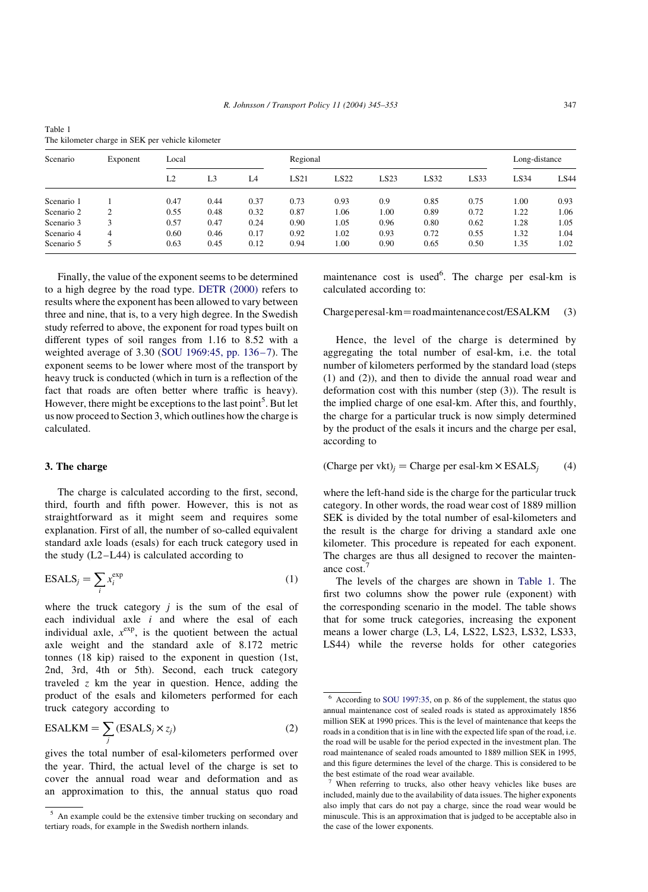Table 1
The kilometer charge in SEK per vehicle kilometer

| Scenario | Exponent | Local | | | Regional | | | | | Long-distance | |
|---|---|---|---|---|---|---|---|---|---|---|---|
| | | L2 | L3 | L4 | LS21 | LS22 | LS23 | LS32 | LS33 | LS34 | LS44 |
| Scenario 1 | 1 | 0.47 | 0.44 | 0.37 | 0.73 | 0.93 | 0.9 | 0.85 | 0.75 | 1.00 | 0.93 |
| Scenario 2 | 2 | 0.55 | 0.48 | 0.32 | 0.87 | 1.06 | 1.00 | 0.89 | 0.72 | 1.22 | 1.06 |
| Scenario 3 | 3 | 0.57 | 0.47 | 0.24 | 0.90 | 1.05 | 0.96 | 0.80 | 0.62 | 1.28 | 1.05 |
| Scenario 4 | 4 | 0.60 | 0.46 | 0.17 | 0.92 | 1.02 | 0.93 | 0.72 | 0.55 | 1.32 | 1.04 |
| Scenario 5 | 5 | 0.63 | 0.45 | 0.12 | 0.94 | 1.00 | 0.90 | 0.65 | 0.50 | 1.35 | 1.02 |

Finally, the value of the exponent seems to be determined to a high degree by the road type. DETR (2000) refers to results where the exponent has been allowed to vary between three and nine, that is, to a very high degree. In the Swedish study referred to above, the exponent for road types built on different types of soil ranges from 1.16 to 8.52 with a weighted average of 3.30 (SOU 1969:45, pp. 136–7). The exponent seems to be lower where most of the transport by heavy truck is conducted (which in turn is a reflection of the fact that roads are often better where traffic is heavy). However, there might be exceptions to the last point[5]. But let us now proceed to Section 3, which outlines how the charge is calculated.

## 3. The charge

The charge is calculated according to the first, second, third, fourth and fifth power. However, this is not as straightforward as it might seem and requires some explanation. First of all, the number of so-called equivalent standard axle loads (esals) for each truck category used in the study (L2–L44) is calculated according to

$$\mathrm{ESALS}_j = \sum_i x_i^{\exp} \tag{1}$$

where the truck category $j$ is the sum of the esal of each individual axle $i$ and where the esal of each individual axle, $x^{\exp}$, is the quotient between the actual axle weight and the standard axle of 8.172 metric tonnes (18 kip) raised to the exponent in question (1st, 2nd, 3rd, 4th or 5th). Second, each truck category traveled $z$ km the year in question. Hence, adding the product of the esals and kilometers performed for each truck category according to

$$\mathrm{ESALKM} = \sum_j (\mathrm{ESALS}_j \times z_j) \tag{2}$$

gives the total number of esal-kilometers performed over the year. Third, the actual level of the charge is set to cover the annual road wear and deformation and as an approximation to this, the annual status quo road maintenance cost is used[6]. The charge per esal-km is calculated according to:

$$\text{Charge per esal-km} = \text{road maintenance cost}/\mathrm{ESALKM} \tag{3}$$

Hence, the level of the charge is determined by aggregating the total number of esal-km, i.e. the total number of kilometers performed by the standard load (steps (1) and (2)), and then to divide the annual road wear and deformation cost with this number (step (3)). The result is the implied charge of one esal-km. After this, and fourthly, the charge for a particular truck is now simply determined by the product of the esals it incurs and the charge per esal, according to

$$(\text{Charge per vkt})_j = \text{Charge per esal-km} \times \mathrm{ESALS}_j \tag{4}$$

where the left-hand side is the charge for the particular truck category. In other words, the road wear cost of 1889 million SEK is divided by the total number of esal-kilometers and the result is the charge for driving a standard axle one kilometer. This procedure is repeated for each exponent. The charges are thus all designed to recover the maintenance cost.[7]

The levels of the charges are shown in Table 1. The first two columns show the power rule (exponent) with the corresponding scenario in the model. The table shows that for some truck categories, increasing the exponent means a lower charge (L3, L4, LS22, LS23, LS32, LS33, LS44) while the reverse holds for other categories

---

[5] An example could be the extensive timber trucking on secondary and tertiary roads, for example in the Swedish northern inlands.

[6] According to SOU 1997:35, on p. 86 of the supplement, the status quo annual maintenance cost of sealed roads is stated as approximately 1856 million SEK at 1990 prices. This is the level of maintenance that keeps the roads in a condition that is in line with the expected life span of the road, i.e. the road will be usable for the period expected in the investment plan. The road maintenance of sealed roads amounted to 1889 million SEK in 1995, and this figure determines the level of the charge. This is considered to be the best estimate of the road wear available.

[7] When referring to trucks, also other heavy vehicles like buses are included, mainly due to the availability of data issues. The higher exponents also imply that cars do not pay a charge, since the road wear would be minuscule. This is an approximation that is judged to be acceptable also in the case of the lower exponents.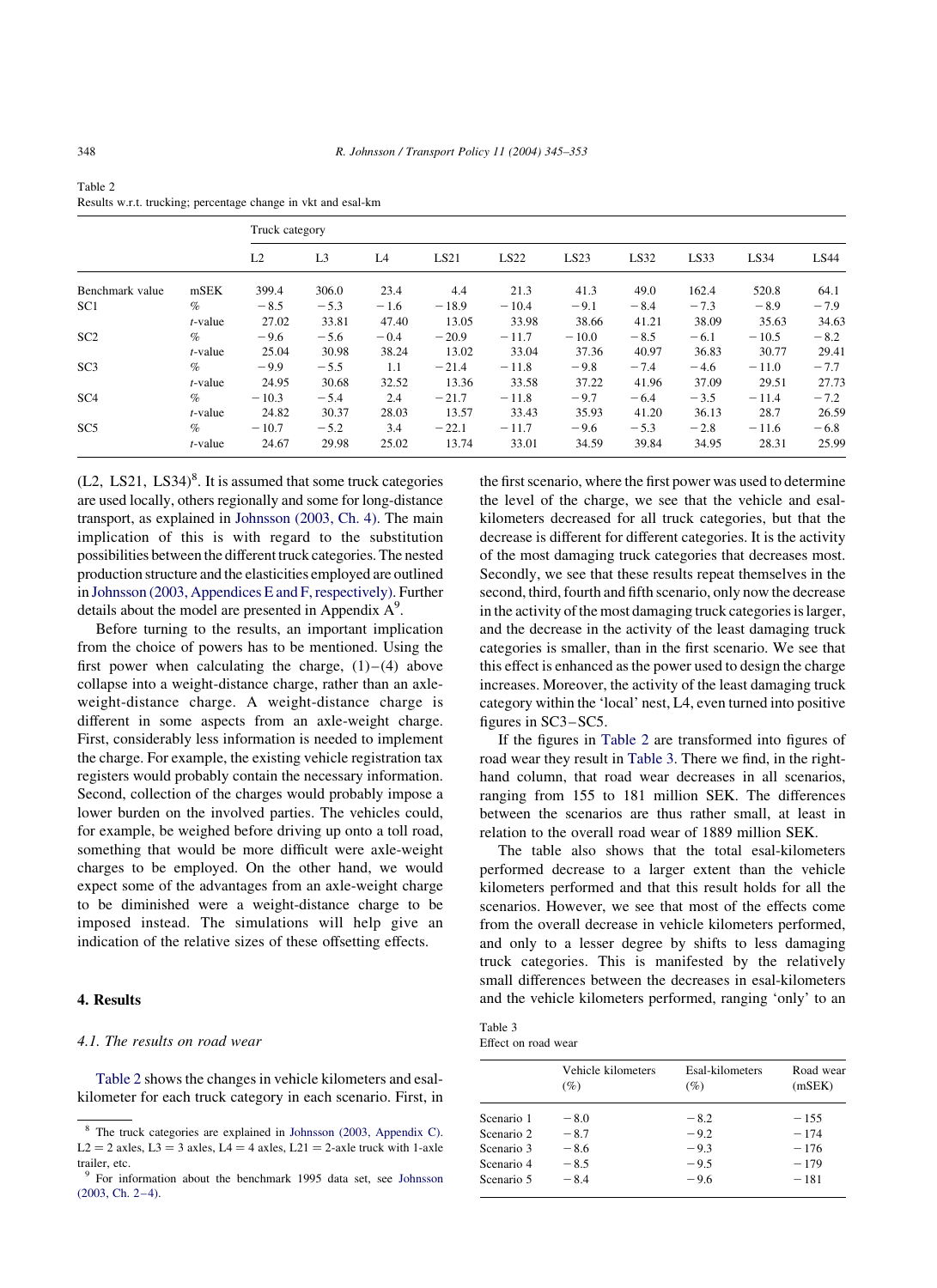Table 2
Results w.r.t. trucking; percentage change in vkt and esal-km

| | | Truck category | | | | | | | | | |
|---|---|---|---|---|---|---|---|---|---|---|---|
| | | L2 | L3 | L4 | LS21 | LS22 | LS23 | LS32 | LS33 | LS34 | LS44 |
| Benchmark value | mSEK | 399.4 | 306.0 | 23.4 | 4.4 | 21.3 | 41.3 | 49.0 | 162.4 | 520.8 | 64.1 |
| SC1 | % | −8.5 | −5.3 | −1.6 | −18.9 | −10.4 | −9.1 | −8.4 | −7.3 | −8.9 | −7.9 |
| | *t*-value | 27.02 | 33.81 | 47.40 | 13.05 | 33.98 | 38.66 | 41.21 | 38.09 | 35.63 | 34.63 |
| SC2 | % | −9.6 | −5.6 | −0.4 | −20.9 | −11.7 | −10.0 | −8.5 | −6.1 | −10.5 | −8.2 |
| | *t*-value | 25.04 | 30.98 | 38.24 | 13.02 | 33.04 | 37.36 | 40.97 | 36.83 | 30.77 | 29.41 |
| SC3 | % | −9.9 | −5.5 | 1.1 | −21.4 | −11.8 | −9.8 | −7.4 | −4.6 | −11.0 | −7.7 |
| | *t*-value | 24.95 | 30.68 | 32.52 | 13.36 | 33.58 | 37.22 | 41.96 | 37.09 | 29.51 | 27.73 |
| SC4 | % | −10.3 | −5.4 | 2.4 | −21.7 | −11.8 | −9.7 | −6.4 | −3.5 | −11.4 | −7.2 |
| | *t*-value | 24.82 | 30.37 | 28.03 | 13.57 | 33.43 | 35.93 | 41.20 | 36.13 | 28.7 | 26.59 |
| SC5 | % | −10.7 | −5.2 | 3.4 | −22.1 | −11.7 | −9.6 | −5.3 | −2.8 | −11.6 | −6.8 |
| | *t*-value | 24.67 | 29.98 | 25.02 | 13.74 | 33.01 | 34.59 | 39.84 | 34.95 | 28.31 | 25.99 |

(L2, LS21, LS34)[8]. It is assumed that some truck categories are used locally, others regionally and some for long-distance transport, as explained in Johnsson (2003, Ch. 4). The main implication of this is with regard to the substitution possibilities between the different truck categories. The nested production structure and the elasticities employed are outlined in Johnsson (2003, Appendices E and F, respectively). Further details about the model are presented in Appendix A[9].

Before turning to the results, an important implication from the choice of powers has to be mentioned. Using the first power when calculating the charge, (1)–(4) above collapse into a weight-distance charge, rather than an axle-weight-distance charge. A weight-distance charge is different in some aspects from an axle-weight charge. First, considerably less information is needed to implement the charge. For example, the existing vehicle registration tax registers would probably contain the necessary information. Second, collection of the charges would probably impose a lower burden on the involved parties. The vehicles could, for example, be weighed before driving up onto a toll road, something that would be more difficult were axle-weight charges to be employed. On the other hand, we would expect some of the advantages from an axle-weight charge to be diminished were a weight-distance charge to be imposed instead. The simulations will help give an indication of the relative sizes of these offsetting effects.

## 4. Results

### 4.1. The results on road wear

Table 2 shows the changes in vehicle kilometers and esal-kilometer for each truck category in each scenario. First, in the first scenario, where the first power was used to determine the level of the charge, we see that the vehicle and esal-kilometers decreased for all truck categories, but that the decrease is different for different categories. It is the activity of the most damaging truck categories that decreases most. Secondly, we see that these results repeat themselves in the second, third, fourth and fifth scenario, only now the decrease in the activity of the most damaging truck categories is larger, and the decrease in the activity of the least damaging truck categories is smaller, than in the first scenario. We see that this effect is enhanced as the power used to design the charge increases. Moreover, the activity of the least damaging truck category within the 'local' nest, L4, even turned into positive figures in SC3–SC5.

If the figures in Table 2 are transformed into figures of road wear they result in Table 3. There we find, in the right-hand column, that road wear decreases in all scenarios, ranging from 155 to 181 million SEK. The differences between the scenarios are thus rather small, at least in relation to the overall road wear of 1889 million SEK.

The table also shows that the total esal-kilometers performed decrease to a larger extent than the vehicle kilometers performed and that this result holds for all the scenarios. However, we see that most of the effects come from the overall decrease in vehicle kilometers performed, and only to a lesser degree by shifts to less damaging truck categories. This is manifested by the relatively small differences between the decreases in esal-kilometers and the vehicle kilometers performed, ranging 'only' to an

Table 3
Effect on road wear

| | Vehicle kilometers (%) | Esal-kilometers (%) | Road wear (mSEK) |
|---|---|---|---|
| Scenario 1 | −8.0 | −8.2 | −155 |
| Scenario 2 | −8.7 | −9.2 | −174 |
| Scenario 3 | −8.6 | −9.3 | −176 |
| Scenario 4 | −8.5 | −9.5 | −179 |
| Scenario 5 | −8.4 | −9.6 | −181 |

[8] The truck categories are explained in Johnsson (2003, Appendix C). L2 = 2 axles, L3 = 3 axles, L4 = 4 axles, L21 = 2-axle truck with 1-axle trailer, etc.

[9] For information about the benchmark 1995 data set, see Johnsson (2003, Ch. 2–4).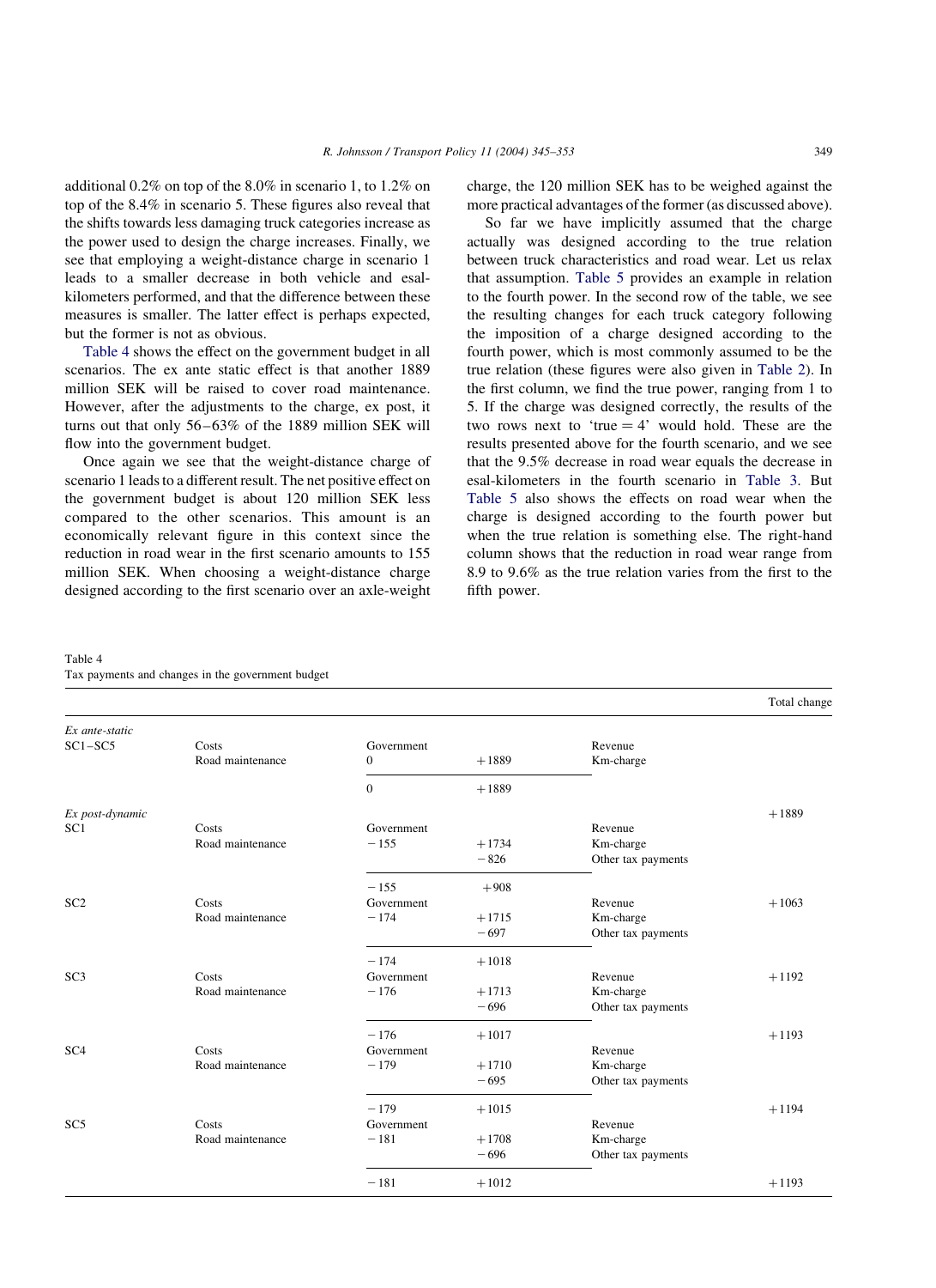additional 0.2% on top of the 8.0% in scenario 1, to 1.2% on top of the 8.4% in scenario 5. These figures also reveal that the shifts towards less damaging truck categories increase as the power used to design the charge increases. Finally, we see that employing a weight-distance charge in scenario 1 leads to a smaller decrease in both vehicle and esal-kilometers performed, and that the difference between these measures is smaller. The latter effect is perhaps expected, but the former is not as obvious.

Table 4 shows the effect on the government budget in all scenarios. The ex ante static effect is that another 1889 million SEK will be raised to cover road maintenance. However, after the adjustments to the charge, ex post, it turns out that only 56–63% of the 1889 million SEK will flow into the government budget.

Once again we see that the weight-distance charge of scenario 1 leads to a different result. The net positive effect on the government budget is about 120 million SEK less compared to the other scenarios. This amount is an economically relevant figure in this context since the reduction in road wear in the first scenario amounts to 155 million SEK. When choosing a weight-distance charge designed according to the first scenario over an axle-weight charge, the 120 million SEK has to be weighed against the more practical advantages of the former (as discussed above).

So far we have implicitly assumed that the charge actually was designed according to the true relation between truck characteristics and road wear. Let us relax that assumption. Table 5 provides an example in relation to the fourth power. In the second row of the table, we see the resulting changes for each truck category following the imposition of a charge designed according to the fourth power, which is most commonly assumed to be the true relation (these figures were also given in Table 2). In the first column, we find the true power, ranging from 1 to 5. If the charge was designed correctly, the results of the two rows next to 'true = 4' would hold. These are the results presented above for the fourth scenario, and we see that the 9.5% decrease in road wear equals the decrease in esal-kilometers in the fourth scenario in Table 3. But Table 5 also shows the effects on road wear when the charge is designed according to the fourth power but when the true relation is something else. The right-hand column shows that the reduction in road wear range from 8.9 to 9.6% as the true relation varies from the first to the fifth power.

Table 4
Tax payments and changes in the government budget

| | | | | | Total change |
|---|---|---|---|---|---|
| *Ex ante-static* | | | | | |
| SC1–SC5 | Costs | Government | | Revenue | |
| | Road maintenance | 0 | +1889 | Km-charge | |
| | | 0 | +1889 | | |
| *Ex post-dynamic* | | | | | +1889 |
| SC1 | Costs | Government | | Revenue | |
| | Road maintenance | −155 | +1734 | Km-charge | |
| | | | −826 | Other tax payments | |
| | | −155 | +908 | | |
| SC2 | Costs | Government | | Revenue | +1063 |
| | Road maintenance | −174 | +1715 | Km-charge | |
| | | | −697 | Other tax payments | |
| | | −174 | +1018 | | |
| SC3 | Costs | Government | | Revenue | +1192 |
| | Road maintenance | −176 | +1713 | Km-charge | |
| | | | −696 | Other tax payments | |
| | | −176 | +1017 | | +1193 |
| SC4 | Costs | Government | | Revenue | |
| | Road maintenance | −179 | +1710 | Km-charge | |
| | | | −695 | Other tax payments | |
| | | −179 | +1015 | | +1194 |
| SC5 | Costs | Government | | Revenue | |
| | Road maintenance | −181 | +1708 | Km-charge | |
| | | | −696 | Other tax payments | |
| | | −181 | +1012 | | +1193 |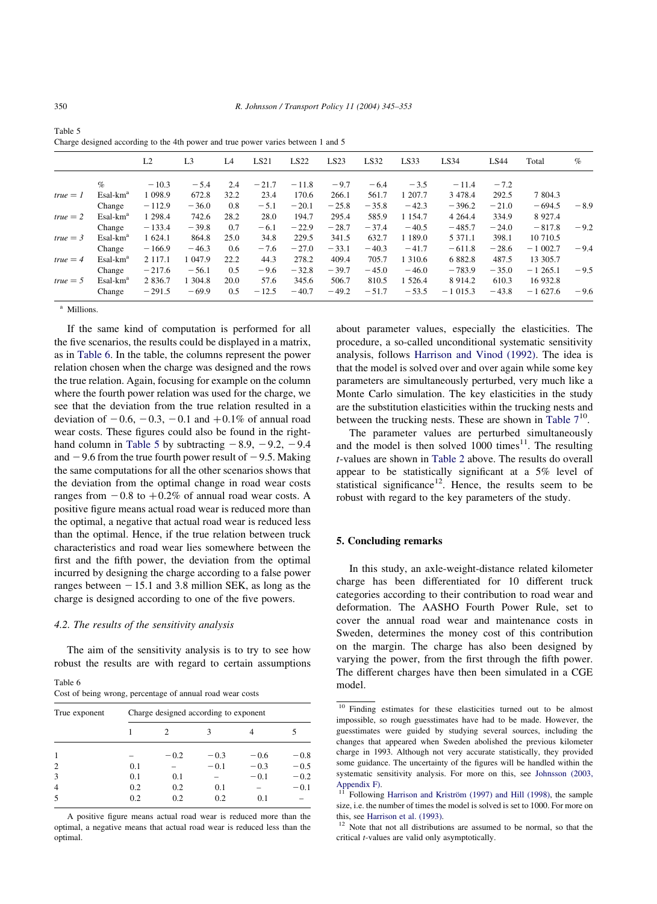Table 5
Charge designed according to the 4th power and true power varies between 1 and 5

| | | L2 | L3 | L4 | LS21 | LS22 | LS23 | LS32 | LS33 | LS34 | LS44 | Total | % |
|---|---|---|---|---|---|---|---|---|---|---|---|---|---|
| | % | −10.3 | −5.4 | 2.4 | −21.7 | −11.8 | −9.7 | −6.4 | −3.5 | −11.4 | −7.2 | | |
| *true = 1* | Esal-km[a] | 1 098.9 | 672.8 | 32.2 | 23.4 | 170.6 | 266.1 | 561.7 | 1 207.7 | 3 478.4 | 292.5 | 7 804.3 | |
| | Change | −112.9 | −36.0 | 0.8 | −5.1 | −20.1 | −25.8 | −35.8 | −42.3 | −396.2 | −21.0 | −694.5 | −8.9 |
| *true = 2* | Esal-km[a] | 1 298.4 | 742.6 | 28.2 | 28.0 | 194.7 | 295.4 | 585.9 | 1 154.7 | 4 264.4 | 334.9 | 8 927.4 | |
| | Change | −133.4 | −39.8 | 0.7 | −6.1 | −22.9 | −28.7 | −37.4 | −40.5 | −485.7 | −24.0 | −817.8 | −9.2 |
| *true = 3* | Esal-km[a] | 1 624.1 | 864.8 | 25.0 | 34.8 | 229.5 | 341.5 | 632.7 | 1 189.0 | 5 371.1 | 398.1 | 10 710.5 | |
| | Change | −166.9 | −46.3 | 0.6 | −7.6 | −27.0 | −33.1 | −40.3 | −41.7 | −611.8 | −28.6 | −1 002.7 | −9.4 |
| *true = 4* | Esal-km[a] | 2 117.1 | 1 047.9 | 22.2 | 44.3 | 278.2 | 409.4 | 705.7 | 1 310.6 | 6 882.8 | 487.5 | 13 305.7 | |
| | Change | −217.6 | −56.1 | 0.5 | −9.6 | −32.8 | −39.7 | −45.0 | −46.0 | −783.9 | −35.0 | −1 265.1 | −9.5 |
| *true = 5* | Esal-km[a] | 2 836.7 | 1 304.8 | 20.0 | 57.6 | 345.6 | 506.7 | 810.5 | 1 526.4 | 8 914.2 | 610.3 | 16 932.8 | |
| | Change | −291.5 | −69.9 | 0.5 | −12.5 | −40.7 | −49.2 | −51.7 | −53.5 | −1 015.3 | −43.8 | −1 627.6 | −9.6 |

[a] Millions.

If the same kind of computation is performed for all the five scenarios, the results could be displayed in a matrix, as in Table 6. In the table, the columns represent the power relation chosen when the charge was designed and the rows the true relation. Again, focusing for example on the column where the fourth power relation was used for the charge, we see that the deviation from the true relation resulted in a deviation of −0.6, −0.3, −0.1 and +0.1% of annual road wear costs. These figures could also be found in the right-hand column in Table 5 by subtracting −8.9, −9.2, −9.4 and −9.6 from the true fourth power result of −9.5. Making the same computations for all the other scenarios shows that the deviation from the optimal change in road wear costs ranges from −0.8 to +0.2% of annual road wear costs. A positive figure means actual road wear is reduced more than the optimal, a negative that actual road wear is reduced less than the optimal. Hence, if the true relation between truck characteristics and road wear lies somewhere between the first and the fifth power, the deviation from the optimal incurred by designing the charge according to a false power ranges between −15.1 and 3.8 million SEK, as long as the charge is designed according to one of the five powers.

### 4.2. The results of the sensitivity analysis

The aim of the sensitivity analysis is to try to see how robust the results are with regard to certain assumptions about parameter values, especially the elasticities. The procedure, a so-called unconditional systematic sensitivity analysis, follows Harrison and Vinod (1992). The idea is that the model is solved over and over again while some key parameters are simultaneously perturbed, very much like a Monte Carlo simulation. The key elasticities in the study are the substitution elasticities within the trucking nests and between the trucking nests. These are shown in Table 7[10].

The parameter values are perturbed simultaneously and the model is then solved 1000 times[11]. The resulting $t$-values are shown in Table 2 above. The results do overall appear to be statistically significant at a 5% level of statistical significance[12]. Hence, the results seem to be robust with regard to the key parameters of the study.

Table 6
Cost of being wrong, percentage of annual road wear costs

| True exponent | Charge designed according to exponent | | | | |
|---|---|---|---|---|---|
| | 1 | 2 | 3 | 4 | 5 |
| 1 | – | −0.2 | −0.3 | −0.6 | −0.8 |
| 2 | 0.1 | – | −0.1 | −0.3 | −0.5 |
| 3 | 0.1 | 0.1 | – | −0.1 | −0.2 |
| 4 | 0.2 | 0.2 | 0.1 | – | −0.1 |
| 5 | 0.2 | 0.2 | 0.2 | 0.1 | – |

A positive figure means actual road wear is reduced more than the optimal, a negative means that actual road wear is reduced less than the optimal.

## 5. Concluding remarks

In this study, an axle-weight-distance related kilometer charge has been differentiated for 10 different truck categories according to their contribution to road wear and deformation. The AASHO Fourth Power Rule, set to cover the annual road wear and maintenance costs in Sweden, determines the money cost of this contribution on the margin. The charge has also been designed by varying the power, from the first through the fifth power. The different charges have then been simulated in a CGE model.

[10] Finding estimates for these elasticities turned out to be almost impossible, so rough guesstimates have had to be made. However, the guesstimates were guided by studying several sources, including the changes that appeared when Sweden abolished the previous kilometer charge in 1993. Although not very accurate statistically, they provided some guidance. The uncertainty of the figures will be handled within the systematic sensitivity analysis. For more on this, see Johnsson (2003, Appendix F).

[11] Following Harrison and Kriström (1997) and Hill (1998), the sample size, i.e. the number of times the model is solved is set to 1000. For more on this, see Harrison et al. (1993).

[12] Note that not all distributions are assumed to be normal, so that the critical $t$-values are valid only asymptotically.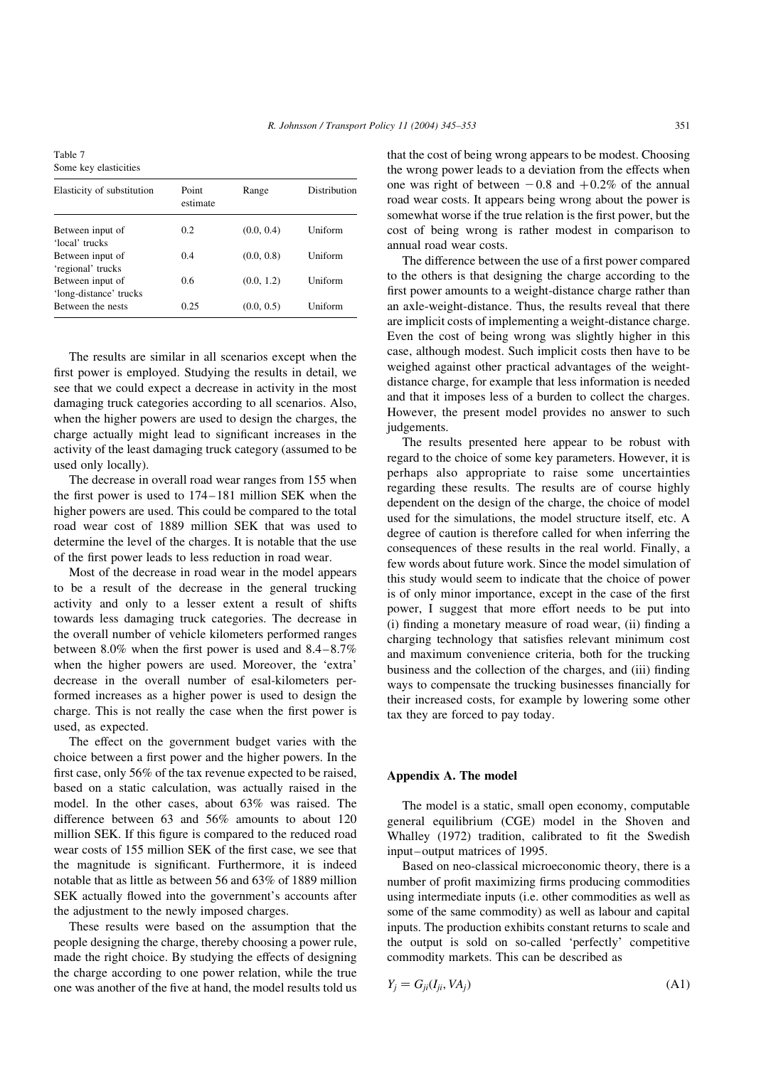Table 7
Some key elasticities

| Elasticity of substitution | Point estimate | Range | Distribution |
|---|---|---|---|
| Between input of 'local' trucks | 0.2 | (0.0, 0.4) | Uniform |
| Between input of 'regional' trucks | 0.4 | (0.0, 0.8) | Uniform |
| Between input of 'long-distance' trucks | 0.6 | (0.0, 1.2) | Uniform |
| Between the nests | 0.25 | (0.0, 0.5) | Uniform |

The results are similar in all scenarios except when the first power is employed. Studying the results in detail, we see that we could expect a decrease in activity in the most damaging truck categories according to all scenarios. Also, when the higher powers are used to design the charges, the charge actually might lead to significant increases in the activity of the least damaging truck category (assumed to be used only locally).

The decrease in overall road wear ranges from 155 when the first power is used to 174–181 million SEK when the higher powers are used. This could be compared to the total road wear cost of 1889 million SEK that was used to determine the level of the charges. It is notable that the use of the first power leads to less reduction in road wear.

Most of the decrease in road wear in the model appears to be a result of the decrease in the general trucking activity and only to a lesser extent a result of shifts towards less damaging truck categories. The decrease in the overall number of vehicle kilometers performed ranges between 8.0% when the first power is used and 8.4–8.7% when the higher powers are used. Moreover, the 'extra' decrease in the overall number of esal-kilometers performed increases as a higher power is used to design the charge. This is not really the case when the first power is used, as expected.

The effect on the government budget varies with the choice between a first power and the higher powers. In the first case, only 56% of the tax revenue expected to be raised, based on a static calculation, was actually raised in the model. In the other cases, about 63% was raised. The difference between 63 and 56% amounts to about 120 million SEK. If this figure is compared to the reduced road wear costs of 155 million SEK of the first case, we see that the magnitude is significant. Furthermore, it is indeed notable that as little as between 56 and 63% of 1889 million SEK actually flowed into the government's accounts after the adjustment to the newly imposed charges.

These results were based on the assumption that the people designing the charge, thereby choosing a power rule, made the right choice. By studying the effects of designing the charge according to one power relation, while the true one was another of the five at hand, the model results told us that the cost of being wrong appears to be modest. Choosing the wrong power leads to a deviation from the effects when one was right of between −0.8 and +0.2% of the annual road wear costs. It appears being wrong about the power is somewhat worse if the true relation is the first power, but the cost of being wrong is rather modest in comparison to annual road wear costs.

The difference between the use of a first power compared to the others is that designing the charge according to the first power amounts to a weight-distance charge rather than an axle-weight-distance. Thus, the results reveal that there are implicit costs of implementing a weight-distance charge. Even the cost of being wrong was slightly higher in this case, although modest. Such implicit costs then have to be weighed against other practical advantages of the weight-distance charge, for example that less information is needed and that it imposes less of a burden to collect the charges. However, the present model provides no answer to such judgements.

The results presented here appear to be robust with regard to the choice of some key parameters. However, it is perhaps also appropriate to raise some uncertainties regarding these results. The results are of course highly dependent on the design of the charge, the choice of model used for the simulations, the model structure itself, etc. A degree of caution is therefore called for when inferring the consequences of these results in the real world. Finally, a few words about future work. Since the model simulation of this study would seem to indicate that the choice of power is of only minor importance, except in the case of the first power, I suggest that more effort needs to be put into (i) finding a monetary measure of road wear, (ii) finding a charging technology that satisfies relevant minimum cost and maximum convenience criteria, both for the trucking business and the collection of the charges, and (iii) finding ways to compensate the trucking businesses financially for their increased costs, for example by lowering some other tax they are forced to pay today.

## Appendix A. The model

The model is a static, small open economy, computable general equilibrium (CGE) model in the Shoven and Whalley (1972) tradition, calibrated to fit the Swedish input–output matrices of 1995.

Based on neo-classical microeconomic theory, there is a number of profit maximizing firms producing commodities using intermediate inputs (i.e. other commodities as well as some of the same commodity) as well as labour and capital inputs. The production exhibits constant returns to scale and the output is sold on so-called 'perfectly' competitive commodity markets. This can be described as

$$Y_j = G_{ji}(I_{ji}, VA_j) \tag{A1}$$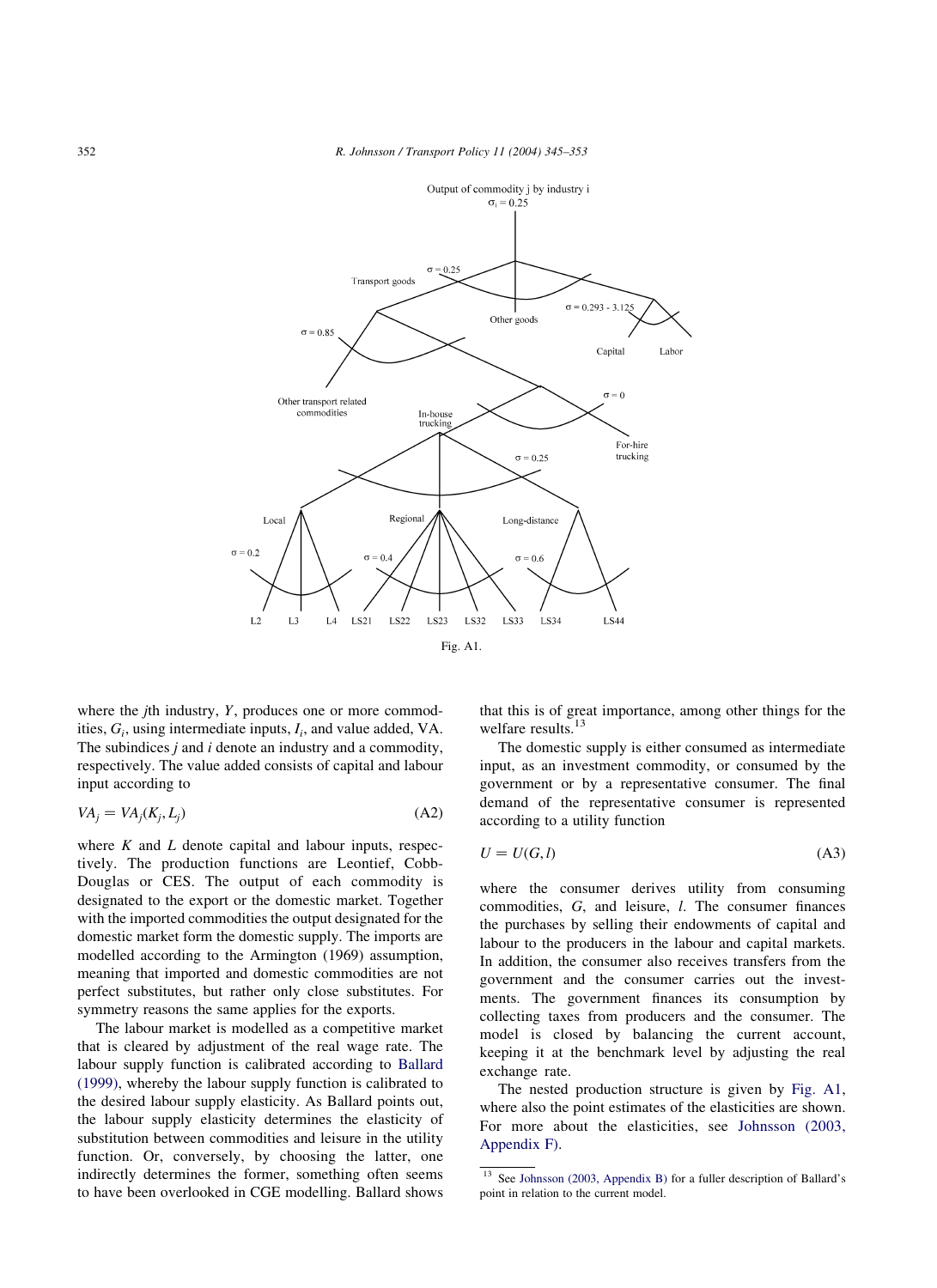Fig. A1.

where the *j*th industry, $Y$, produces one or more commodities, $G_i$, using intermediate inputs, $I_i$, and value added, VA. The subindices $j$ and $i$ denote an industry and a commodity, respectively. The value added consists of capital and labour input according to

$$VA_j = VA_j(K_j, L_j) \tag{A2}$$

where $K$ and $L$ denote capital and labour inputs, respectively. The production functions are Leontief, Cobb-Douglas or CES. The output of each commodity is designated to the export or the domestic market. Together with the imported commodities the output designated for the domestic market form the domestic supply. The imports are modelled according to the Armington (1969) assumption, meaning that imported and domestic commodities are not perfect substitutes, but rather only close substitutes. For symmetry reasons the same applies for the exports.

The labour market is modelled as a competitive market that is cleared by adjustment of the real wage rate. The labour supply function is calibrated according to Ballard (1999), whereby the labour supply function is calibrated to the desired labour supply elasticity. As Ballard points out, the labour supply elasticity determines the elasticity of substitution between commodities and leisure in the utility function. Or, conversely, by choosing the latter, one indirectly determines the former, something often seems to have been overlooked in CGE modelling. Ballard shows that this is of great importance, among other things for the welfare results.[13]

The domestic supply is either consumed as intermediate input, as an investment commodity, or consumed by the government or by a representative consumer. The final demand of the representative consumer is represented according to a utility function

$$U = U(G, l) \tag{A3}$$

where the consumer derives utility from consuming commodities, $G$, and leisure, $l$. The consumer finances the purchases by selling their endowments of capital and labour to the producers in the labour and capital markets. In addition, the consumer also receives transfers from the government and the consumer carries out the investments. The government finances its consumption by collecting taxes from producers and the consumer. The model is closed by balancing the current account, keeping it at the benchmark level by adjusting the real exchange rate.

The nested production structure is given by Fig. A1, where also the point estimates of the elasticities are shown. For more about the elasticities, see Johnsson (2003, Appendix F).

[13] See Johnsson (2003, Appendix B) for a fuller description of Ballard's point in relation to the current model.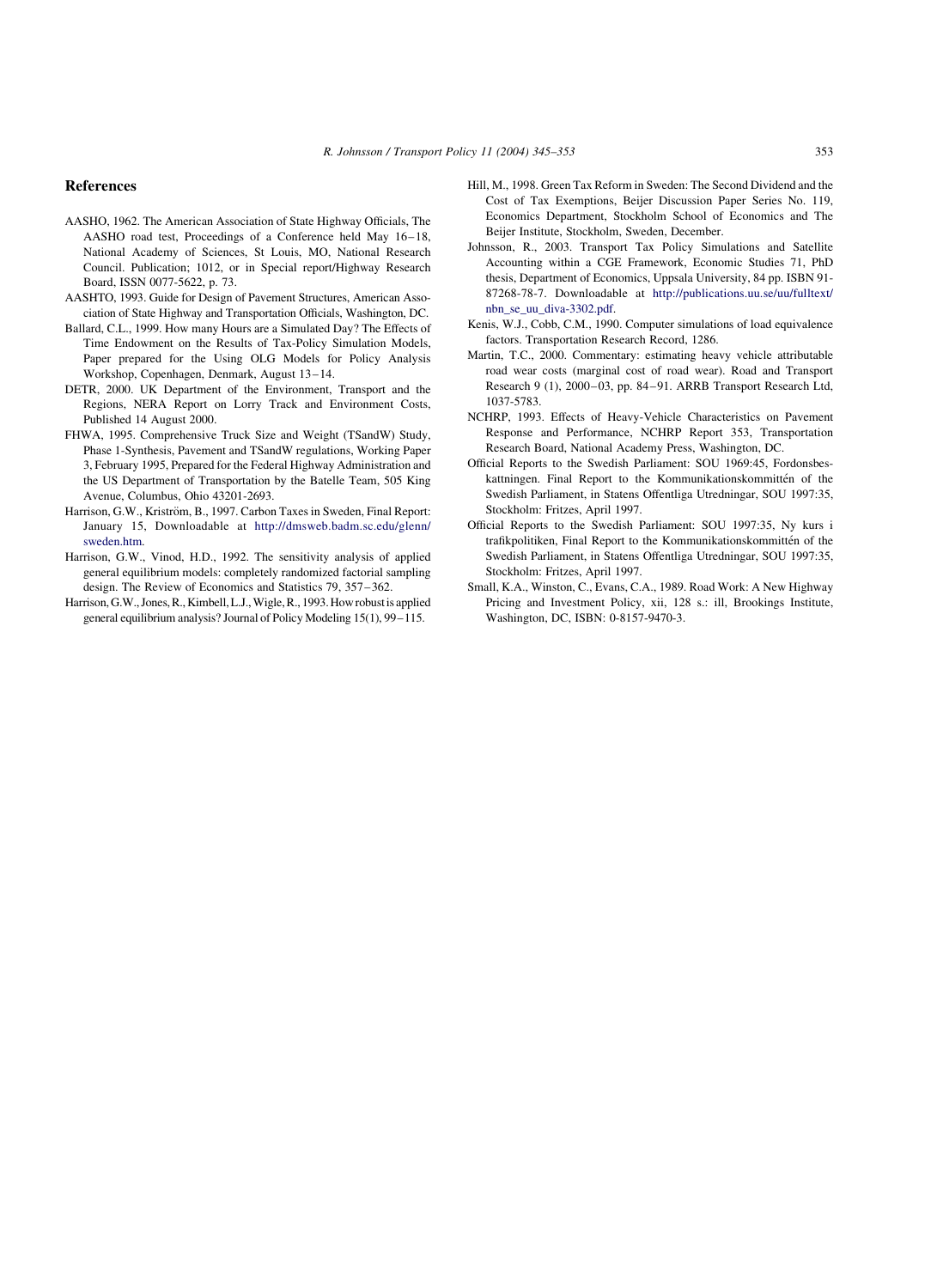## References

AASHO, 1962. The American Association of State Highway Officials, The AASHO road test, Proceedings of a Conference held May 16–18, National Academy of Sciences, St Louis, MO, National Research Council. Publication; 1012, or in Special report/Highway Research Board, ISSN 0077-5622, p. 73.

AASHTO, 1993. Guide for Design of Pavement Structures, American Association of State Highway and Transportation Officials, Washington, DC.

Ballard, C.L., 1999. How many Hours are a Simulated Day? The Effects of Time Endowment on the Results of Tax-Policy Simulation Models, Paper prepared for the Using OLG Models for Policy Analysis Workshop, Copenhagen, Denmark, August 13–14.

DETR, 2000. UK Department of the Environment, Transport and the Regions, NERA Report on Lorry Track and Environment Costs, Published 14 August 2000.

FHWA, 1995. Comprehensive Truck Size and Weight (TSandW) Study, Phase 1-Synthesis, Pavement and TSandW regulations, Working Paper 3, February 1995, Prepared for the Federal Highway Administration and the US Department of Transportation by the Batelle Team, 505 King Avenue, Columbus, Ohio 43201-2693.

Harrison, G.W., Kriström, B., 1997. Carbon Taxes in Sweden, Final Report: January 15, Downloadable at http://dmsweb.badm.sc.edu/glenn/sweden.htm.

Harrison, G.W., Vinod, H.D., 1992. The sensitivity analysis of applied general equilibrium models: completely randomized factorial sampling design. The Review of Economics and Statistics 79, 357–362.

Harrison, G.W., Jones, R., Kimbell, L.J., Wigle, R., 1993. How robust is applied general equilibrium analysis? Journal of Policy Modeling 15(1), 99–115.

Hill, M., 1998. Green Tax Reform in Sweden: The Second Dividend and the Cost of Tax Exemptions, Beijer Discussion Paper Series No. 119, Economics Department, Stockholm School of Economics and The Beijer Institute, Stockholm, Sweden, December.

Johnsson, R., 2003. Transport Tax Policy Simulations and Satellite Accounting within a CGE Framework, Economic Studies 71, PhD thesis, Department of Economics, Uppsala University, 84 pp. ISBN 91-87268-78-7. Downloadable at http://publications.uu.se/uu/fulltext/nbn_se_uu_diva-3302.pdf.

Kenis, W.J., Cobb, C.M., 1990. Computer simulations of load equivalence factors. Transportation Research Record, 1286.

Martin, T.C., 2000. Commentary: estimating heavy vehicle attributable road wear costs (marginal cost of road wear). Road and Transport Research 9 (1), 2000–03, pp. 84–91. ARRB Transport Research Ltd, 1037-5783.

NCHRP, 1993. Effects of Heavy-Vehicle Characteristics on Pavement Response and Performance, NCHRP Report 353, Transportation Research Board, National Academy Press, Washington, DC.

Official Reports to the Swedish Parliament: SOU 1969:45, Fordonsbeskattningen. Final Report to the Kommunikationskommittén of the Swedish Parliament, in Statens Offentliga Utredningar, SOU 1997:35, Stockholm: Fritzes, April 1997.

Official Reports to the Swedish Parliament: SOU 1997:35, Ny kurs i trafikpolitiken, Final Report to the Kommunikationskommittén of the Swedish Parliament, in Statens Offentliga Utredningar, SOU 1997:35, Stockholm: Fritzes, April 1997.

Small, K.A., Winston, C., Evans, C.A., 1989. Road Work: A New Highway Pricing and Investment Policy, xii, 128 s.: ill, Brookings Institute, Washington, DC, ISBN: 0-8157-9470-3.